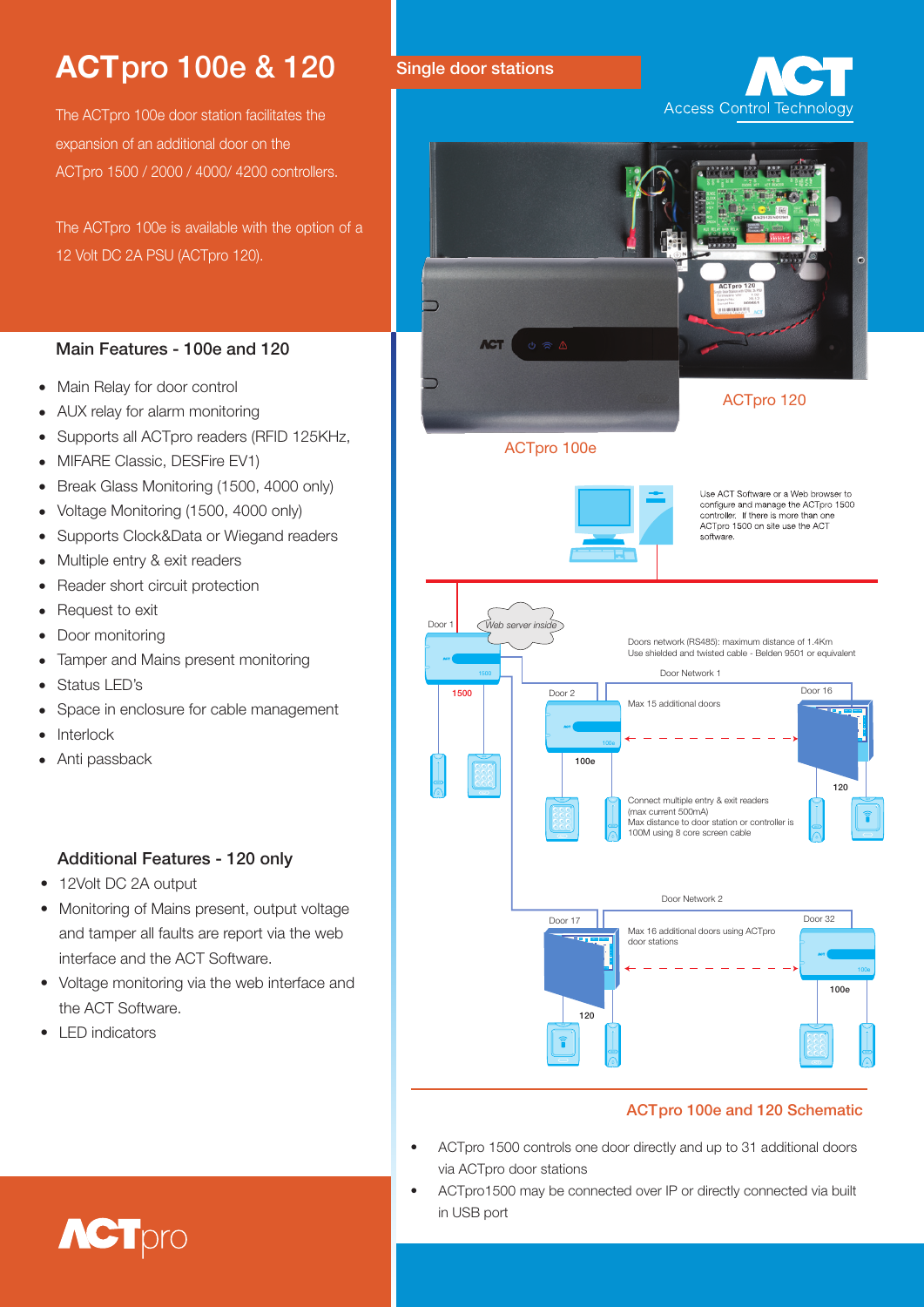# ACTpro 100e & 120

The ACTpro 100e door station facilitates the expansion of an additional door on the ACTpro 1500 / 2000 / 4000/ 4200 controllers.

The ACTpro 100e is available with the option of a 12 Volt DC 2A PSU (ACTpro 120).

## Single door stations

ACT Access Control Technology

ACTpro 120

ACTpro 100e

### Main Features - 100e and 120

- Main Relay for door control
- AUX relay for alarm monitoring
- Supports all ACTpro readers (RFID 125KHz, MIFARE Classic, DESFire EV1)
- Break Glass Monitoring (1500, 4000 only)
- Voltage Monitoring (1500, 4000 only)
- Supports Clock&Data or Wiegand readers
- Multiple entry & exit readers
- Reader short circuit protection
- Request to exit
- Door monitoring
- Tamper and Mains present monitoring
- Status LED's
- Space in enclosure for cable management
- Interlock
- Anti passback

### Additional Features - 120 only

- 12Volt DC 2A output
- Monitoring of Mains present, output voltage and tamper all faults are report via the web interface and the ACT Software.
- Voltage monitoring via the web interface and the ACT Software.
- LED indicators

Use ACT Software or a Web browser to configure and manage the ACTpro 1500 controller. If there is more than one ACTpro 1500 on site use the ACT software.

Door 1 — Web server inside — 1500

Doors network (RS485): maximum distance of 1.4Km
Use shielded and twisted cable - Belden 9501 or equivalent

Door Network 1

Door 2 — 100e — Max 15 additional doors — Door 16 — 120

Connect multiple entry & exit readers (max current 500mA)
Max distance to door station or controller is 100M using 8 core screen cable

Door Network 2

Door 17 — 120 — Max 16 additional doors using ACTpro door stations — Door 32 — 100e

### ACTpro 100e and 120 Schematic

- ACTpro 1500 controls one door directly and up to 31 additional doors via ACTpro door stations
- ACTpro1500 may be connected over IP or directly connected via built in USB port

ACTpro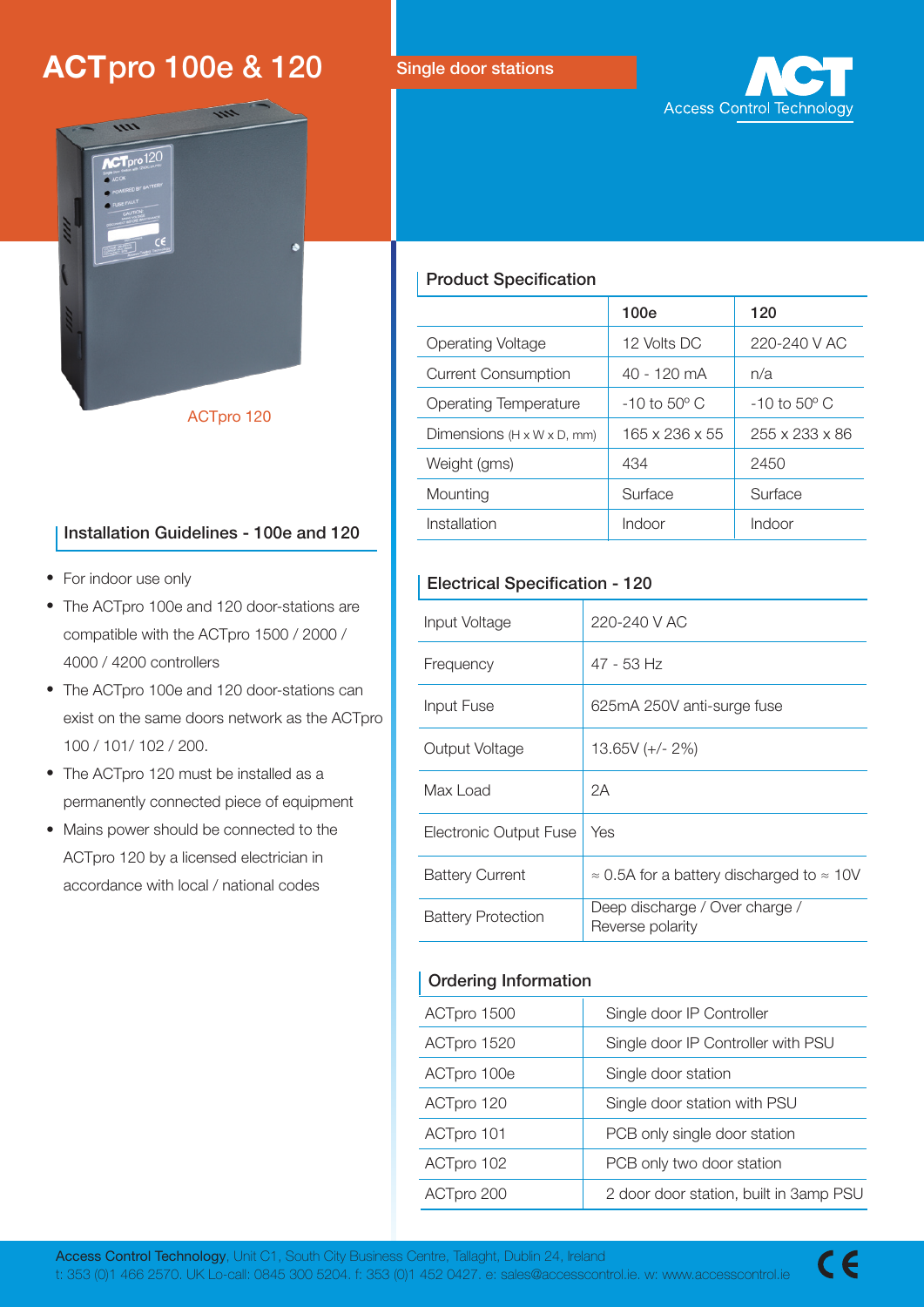# ACTpro 100e & 120

Single door stations

ACT Access Control Technology

ACTpro 120

## Installation Guidelines - 100e and 120

- For indoor use only
- The ACTpro 100e and 120 door-stations are compatible with the ACTpro 1500 / 2000 / 4000 / 4200 controllers
- The ACTpro 100e and 120 door-stations can exist on the same doors network as the ACTpro 100 / 101/ 102 / 200.
- The ACTpro 120 must be installed as a permanently connected piece of equipment
- Mains power should be connected to the ACTpro 120 by a licensed electrician in accordance with local / national codes

## Product Specification

| | 100e | 120 |
|---|---|---|
| Operating Voltage | 12 Volts DC | 220-240 V AC |
| Current Consumption | 40 - 120 mA | n/a |
| Operating Temperature | -10 to 50º C | -10 to 50º C |
| Dimensions (H x W x D, mm) | 165 x 236 x 55 | 255 x 233 x 86 |
| Weight (gms) | 434 | 2450 |
| Mounting | Surface | Surface |
| Installation | Indoor | Indoor |

## Electrical Specification - 120

| | |
|---|---|
| Input Voltage | 220-240 V AC |
| Frequency | 47 - 53 Hz |
| Input Fuse | 625mA 250V anti-surge fuse |
| Output Voltage | 13.65V (+/- 2%) |
| Max Load | 2A |
| Electronic Output Fuse | Yes |
| Battery Current | ≈ 0.5A for a battery discharged to ≈ 10V |
| Battery Protection | Deep discharge / Over charge / Reverse polarity |

## Ordering Information

| | |
|---|---|
| ACTpro 1500 | Single door IP Controller |
| ACTpro 1520 | Single door IP Controller with PSU |
| ACTpro 100e | Single door station |
| ACTpro 120 | Single door station with PSU |
| ACTpro 101 | PCB only single door station |
| ACTpro 102 | PCB only two door station |
| ACTpro 200 | 2 door door station, built in 3amp PSU |

Access Control Technology, Unit C1, South City Business Centre, Tallaght, Dublin 24, Ireland
t: 353 (0)1 466 2570. UK Lo-call: 0845 300 5204. f: 353 (0)1 452 0427. e: sales@accesscontrol.ie. w: www.accesscontrol.ie